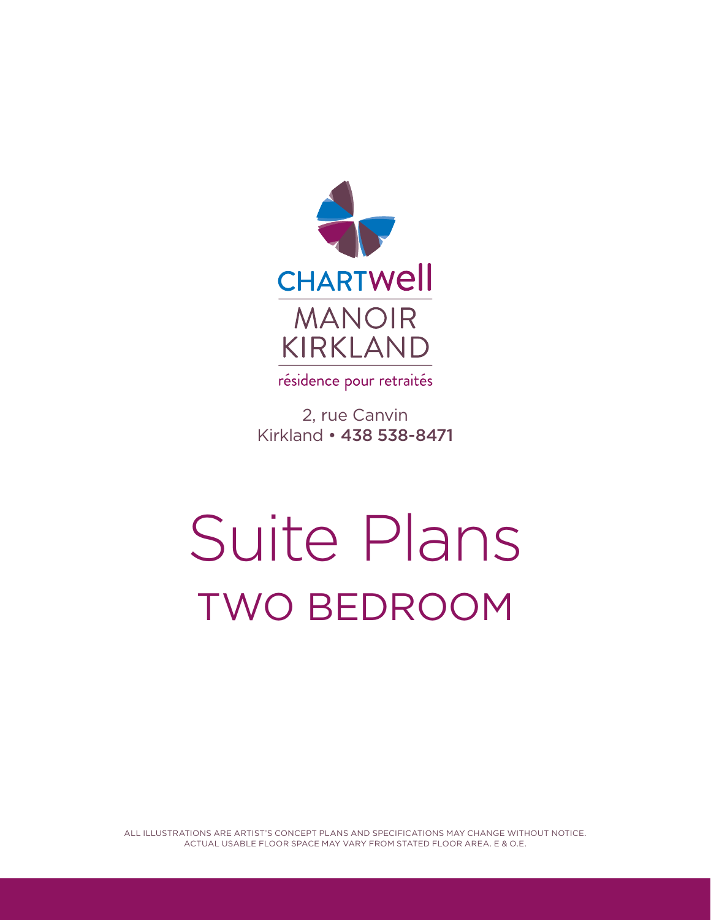CHARTWELL

MANOIR KIRKLAND

résidence pour retraités

2, rue Canvin
Kirkland • **438 538-8471**

# Suite Plans

## TWO BEDROOM

ALL ILLUSTRATIONS ARE ARTIST'S CONCEPT PLANS AND SPECIFICATIONS MAY CHANGE WITHOUT NOTICE. ACTUAL USABLE FLOOR SPACE MAY VARY FROM STATED FLOOR AREA. E & O.E.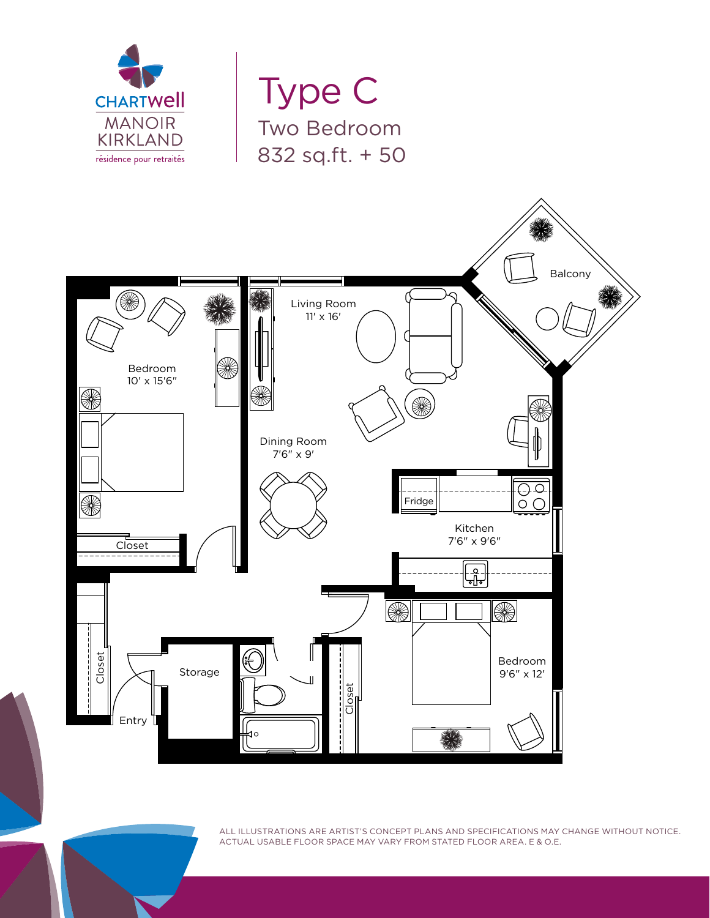CHARTWell

MANOIR KIRKLAND

résidence pour retraités

# Type C

## Two Bedroom

## 832 sq.ft. + 50

Balcony

Living Room
11′ x 16′

Bedroom
10′ x 15′6″

Dining Room
7′6″ x 9′

Fridge

Kitchen
7′6″ x 9′6″

Closet

Closet

Storage

Entry

Closet

Bedroom
9′6″ x 12′

ALL ILLUSTRATIONS ARE ARTIST'S CONCEPT PLANS AND SPECIFICATIONS MAY CHANGE WITHOUT NOTICE. ACTUAL USABLE FLOOR SPACE MAY VARY FROM STATED FLOOR AREA. E & O.E.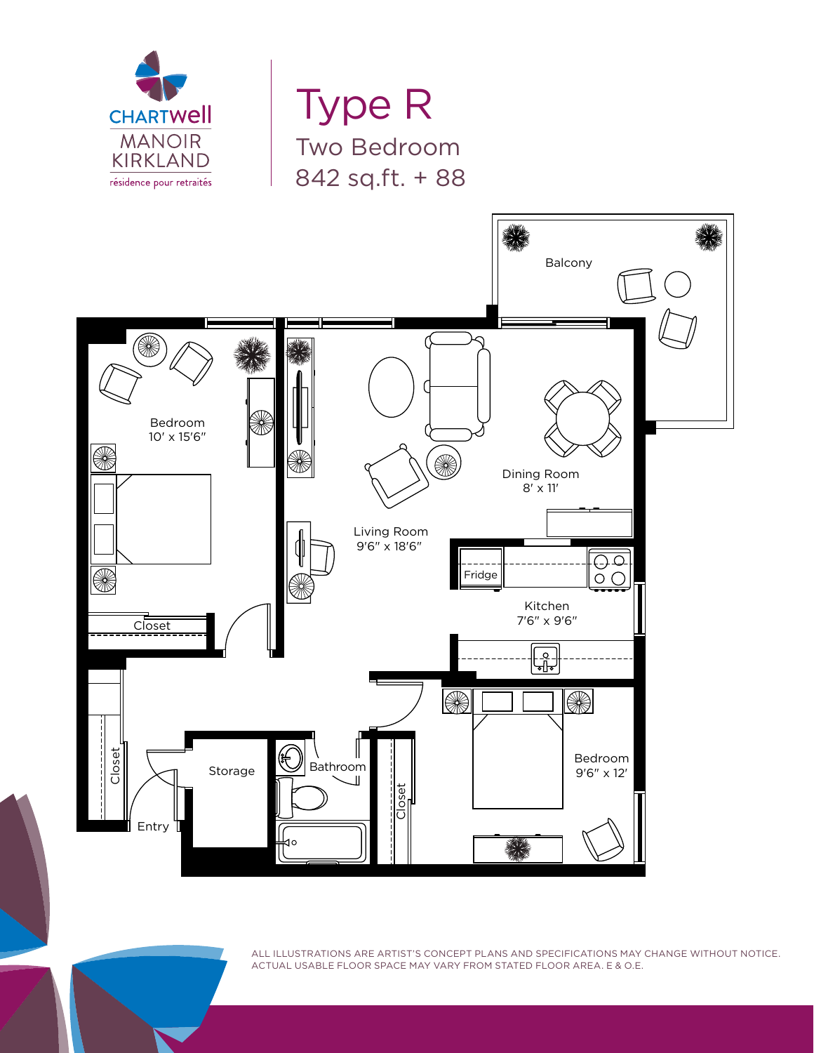CHARTWell
MANOIR KIRKLAND
résidence pour retraités

# Type R

## Two Bedroom

## 842 sq.ft. + 88

Balcony

Bedroom
10′ x 15′6″

Living Room
9′6″ x 18′6″

Dining Room
8′ x 11′

Fridge

Kitchen
7′6″ x 9′6″

Closet

Closet

Storage

Bathroom

Closet

Bedroom
9′6″ x 12′

Entry

ALL ILLUSTRATIONS ARE ARTIST'S CONCEPT PLANS AND SPECIFICATIONS MAY CHANGE WITHOUT NOTICE. ACTUAL USABLE FLOOR SPACE MAY VARY FROM STATED FLOOR AREA. E & O.E.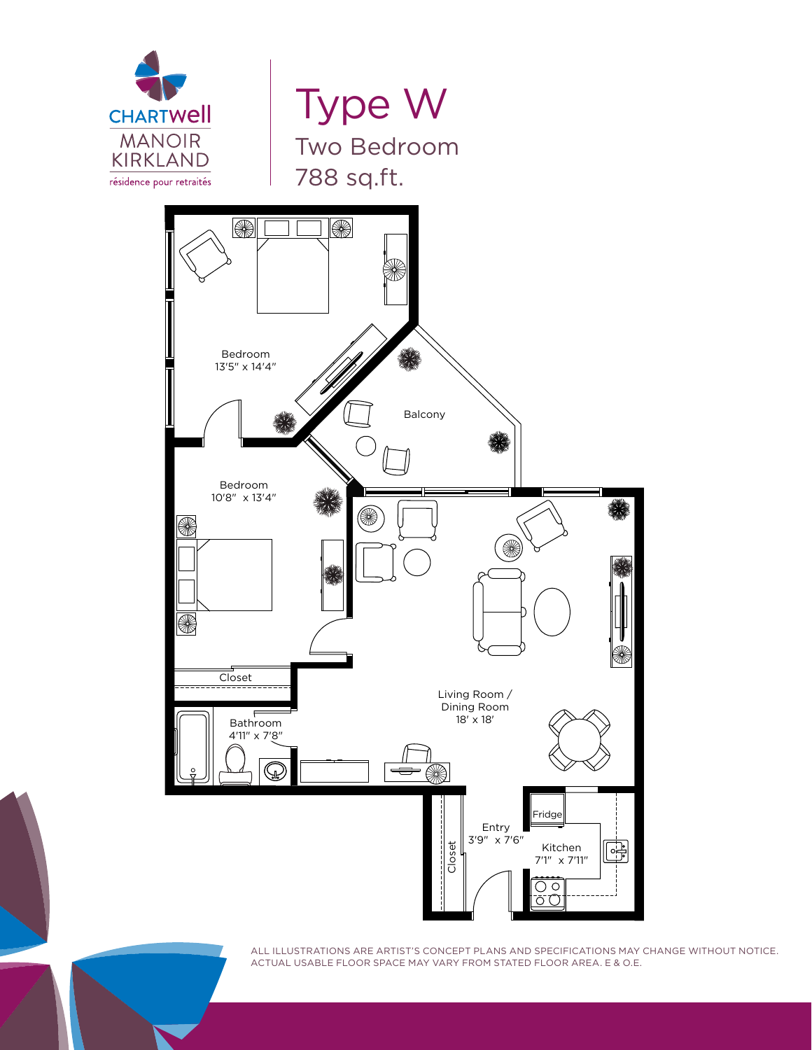CHARTWell
MANOIR KIRKLAND
résidence pour retraités

# Type W

## Two Bedroom

## 788 sq.ft.

Bedroom
13'5" x 14'4"

Balcony

Bedroom
10'8" x 13'4"

Closet

Bathroom
4'11" x 7'8"

Living Room / Dining Room
18' x 18'

Fridge

Entry
3'9" x 7'6"

Closet

Kitchen
7'1" x 7'11"

ALL ILLUSTRATIONS ARE ARTIST'S CONCEPT PLANS AND SPECIFICATIONS MAY CHANGE WITHOUT NOTICE. ACTUAL USABLE FLOOR SPACE MAY VARY FROM STATED FLOOR AREA. E & O.E.